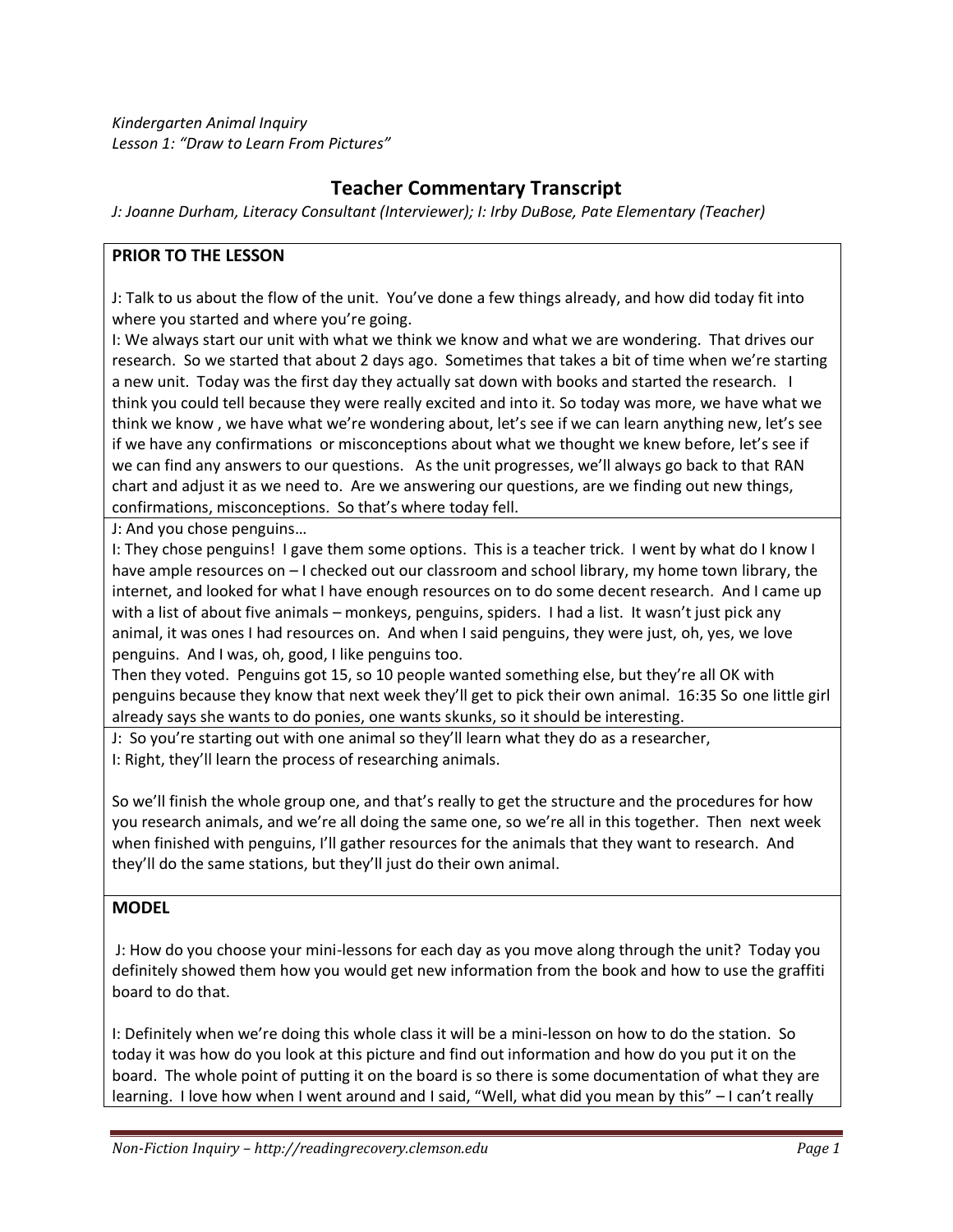*Kindergarten Animal Inquiry*
*Lesson 1: "Draw to Learn From Pictures"*

# Teacher Commentary Transcript

*J: Joanne Durham, Literacy Consultant (Interviewer); I: Irby DuBose, Pate Elementary (Teacher)*

## PRIOR TO THE LESSON

J: Talk to us about the flow of the unit. You've done a few things already, and how did today fit into where you started and where you're going.

I: We always start our unit with what we think we know and what we are wondering. That drives our research. So we started that about 2 days ago. Sometimes that takes a bit of time when we're starting a new unit. Today was the first day they actually sat down with books and started the research. I think you could tell because they were really excited and into it. So today was more, we have what we think we know , we have what we're wondering about, let's see if we can learn anything new, let's see if we have any confirmations or misconceptions about what we thought we knew before, let's see if we can find any answers to our questions. As the unit progresses, we'll always go back to that RAN chart and adjust it as we need to. Are we answering our questions, are we finding out new things, confirmations, misconceptions. So that's where today fell.

J: And you chose penguins…

I: They chose penguins! I gave them some options. This is a teacher trick. I went by what do I know I have ample resources on – I checked out our classroom and school library, my home town library, the internet, and looked for what I have enough resources on to do some decent research. And I came up with a list of about five animals – monkeys, penguins, spiders. I had a list. It wasn't just pick any animal, it was ones I had resources on. And when I said penguins, they were just, oh, yes, we love penguins. And I was, oh, good, I like penguins too.

Then they voted. Penguins got 15, so 10 people wanted something else, but they're all OK with penguins because they know that next week they'll get to pick their own animal. 16:35 So one little girl already says she wants to do ponies, one wants skunks, so it should be interesting.

J: So you're starting out with one animal so they'll learn what they do as a researcher,

I: Right, they'll learn the process of researching animals.

So we'll finish the whole group one, and that's really to get the structure and the procedures for how you research animals, and we're all doing the same one, so we're all in this together. Then next week when finished with penguins, I'll gather resources for the animals that they want to research. And they'll do the same stations, but they'll just do their own animal.

## MODEL

J: How do you choose your mini-lessons for each day as you move along through the unit? Today you definitely showed them how you would get new information from the book and how to use the graffiti board to do that.

I: Definitely when we're doing this whole class it will be a mini-lesson on how to do the station. So today it was how do you look at this picture and find out information and how do you put it on the board. The whole point of putting it on the board is so there is some documentation of what they are learning. I love how when I went around and I said, "Well, what did you mean by this" – I can't really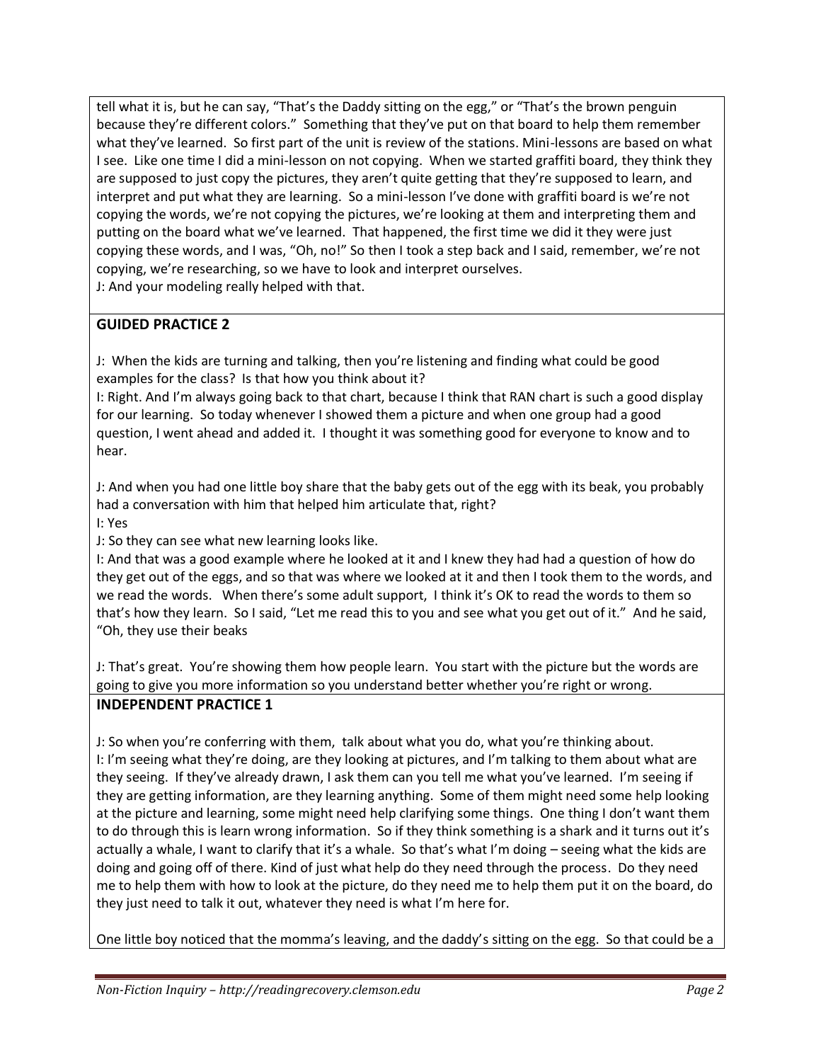tell what it is, but he can say, "That's the Daddy sitting on the egg," or "That's the brown penguin because they're different colors." Something that they've put on that board to help them remember what they've learned. So first part of the unit is review of the stations. Mini-lessons are based on what I see. Like one time I did a mini-lesson on not copying. When we started graffiti board, they think they are supposed to just copy the pictures, they aren't quite getting that they're supposed to learn, and interpret and put what they are learning. So a mini-lesson I've done with graffiti board is we're not copying the words, we're not copying the pictures, we're looking at them and interpreting them and putting on the board what we've learned. That happened, the first time we did it they were just copying these words, and I was, "Oh, no!" So then I took a step back and I said, remember, we're not copying, we're researching, so we have to look and interpret ourselves.
J: And your modeling really helped with that.

**GUIDED PRACTICE 2**

J: When the kids are turning and talking, then you're listening and finding what could be good examples for the class? Is that how you think about it?
I: Right. And I'm always going back to that chart, because I think that RAN chart is such a good display for our learning. So today whenever I showed them a picture and when one group had a good question, I went ahead and added it. I thought it was something good for everyone to know and to hear.

J: And when you had one little boy share that the baby gets out of the egg with its beak, you probably had a conversation with him that helped him articulate that, right?
I: Yes
J: So they can see what new learning looks like.
I: And that was a good example where he looked at it and I knew they had had a question of how do they get out of the eggs, and so that was where we looked at it and then I took them to the words, and we read the words. When there's some adult support, I think it's OK to read the words to them so that's how they learn. So I said, "Let me read this to you and see what you get out of it." And he said, "Oh, they use their beaks

J: That's great. You're showing them how people learn. You start with the picture but the words are going to give you more information so you understand better whether you're right or wrong.

**INDEPENDENT PRACTICE 1**

J: So when you're conferring with them, talk about what you do, what you're thinking about.
I: I'm seeing what they're doing, are they looking at pictures, and I'm talking to them about what are they seeing. If they've already drawn, I ask them can you tell me what you've learned. I'm seeing if they are getting information, are they learning anything. Some of them might need some help looking at the picture and learning, some might need help clarifying some things. One thing I don't want them to do through this is learn wrong information. So if they think something is a shark and it turns out it's actually a whale, I want to clarify that it's a whale. So that's what I'm doing – seeing what the kids are doing and going off of there. Kind of just what help do they need through the process. Do they need me to help them with how to look at the picture, do they need me to help them put it on the board, do they just need to talk it out, whatever they need is what I'm here for.

One little boy noticed that the momma's leaving, and the daddy's sitting on the egg. So that could be a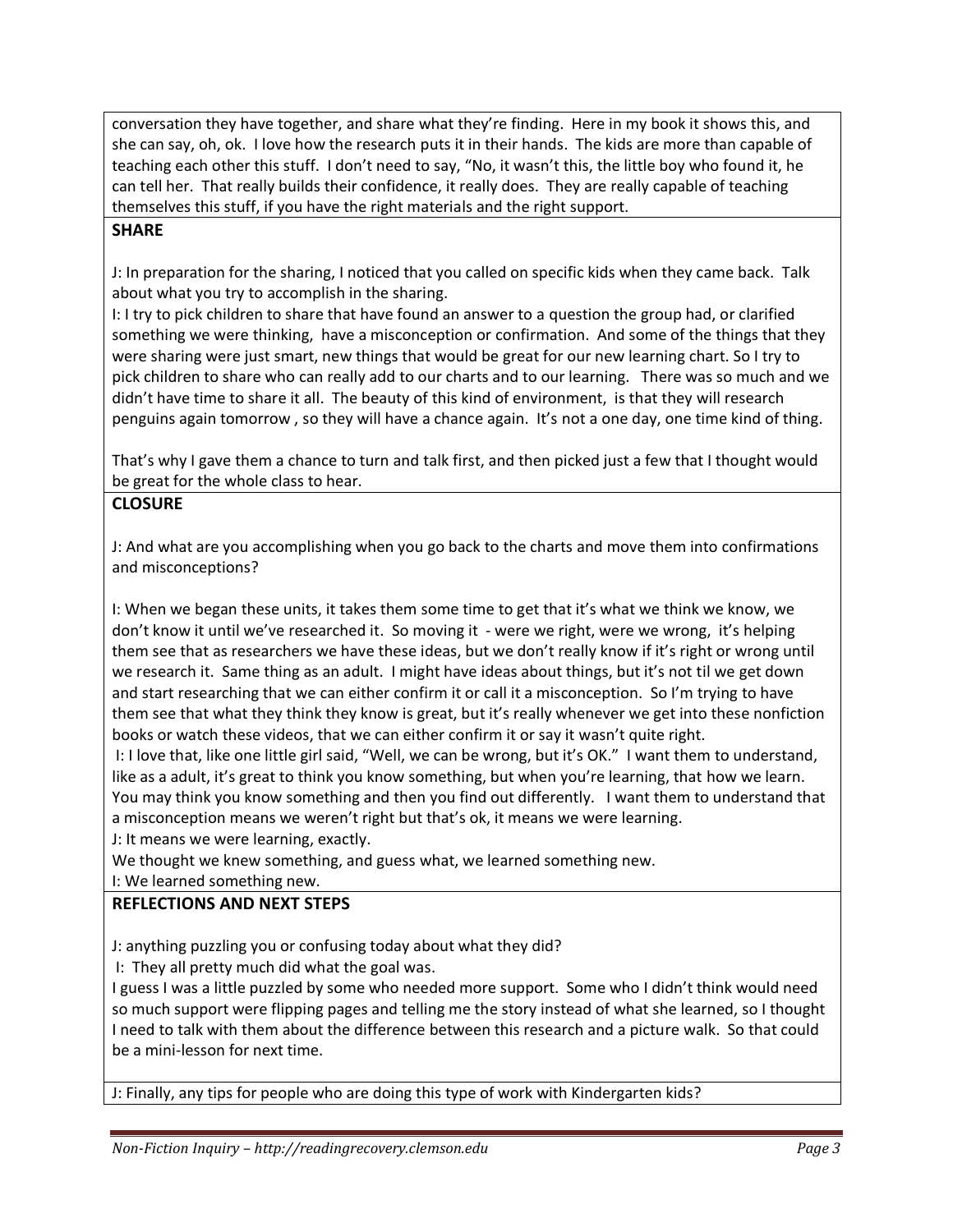conversation they have together, and share what they're finding. Here in my book it shows this, and she can say, oh, ok. I love how the research puts it in their hands. The kids are more than capable of teaching each other this stuff. I don't need to say, "No, it wasn't this, the little boy who found it, he can tell her. That really builds their confidence, it really does. They are really capable of teaching themselves this stuff, if you have the right materials and the right support.

**SHARE**

J: In preparation for the sharing, I noticed that you called on specific kids when they came back. Talk about what you try to accomplish in the sharing.

I: I try to pick children to share that have found an answer to a question the group had, or clarified something we were thinking, have a misconception or confirmation. And some of the things that they were sharing were just smart, new things that would be great for our new learning chart. So I try to pick children to share who can really add to our charts and to our learning. There was so much and we didn't have time to share it all. The beauty of this kind of environment, is that they will research penguins again tomorrow , so they will have a chance again. It's not a one day, one time kind of thing.

That's why I gave them a chance to turn and talk first, and then picked just a few that I thought would be great for the whole class to hear.

**CLOSURE**

J: And what are you accomplishing when you go back to the charts and move them into confirmations and misconceptions?

I: When we began these units, it takes them some time to get that it's what we think we know, we don't know it until we've researched it. So moving it - were we right, were we wrong, it's helping them see that as researchers we have these ideas, but we don't really know if it's right or wrong until we research it. Same thing as an adult. I might have ideas about things, but it's not til we get down and start researching that we can either confirm it or call it a misconception. So I'm trying to have them see that what they think they know is great, but it's really whenever we get into these nonfiction books or watch these videos, that we can either confirm it or say it wasn't quite right.

I: I love that, like one little girl said, "Well, we can be wrong, but it's OK." I want them to understand, like as a adult, it's great to think you know something, but when you're learning, that how we learn. You may think you know something and then you find out differently. I want them to understand that a misconception means we weren't right but that's ok, it means we were learning.

J: It means we were learning, exactly.

We thought we knew something, and guess what, we learned something new.

I: We learned something new.

**REFLECTIONS AND NEXT STEPS**

J: anything puzzling you or confusing today about what they did?

I: They all pretty much did what the goal was.

I guess I was a little puzzled by some who needed more support. Some who I didn't think would need so much support were flipping pages and telling me the story instead of what she learned, so I thought I need to talk with them about the difference between this research and a picture walk. So that could be a mini-lesson for next time.

J: Finally, any tips for people who are doing this type of work with Kindergarten kids?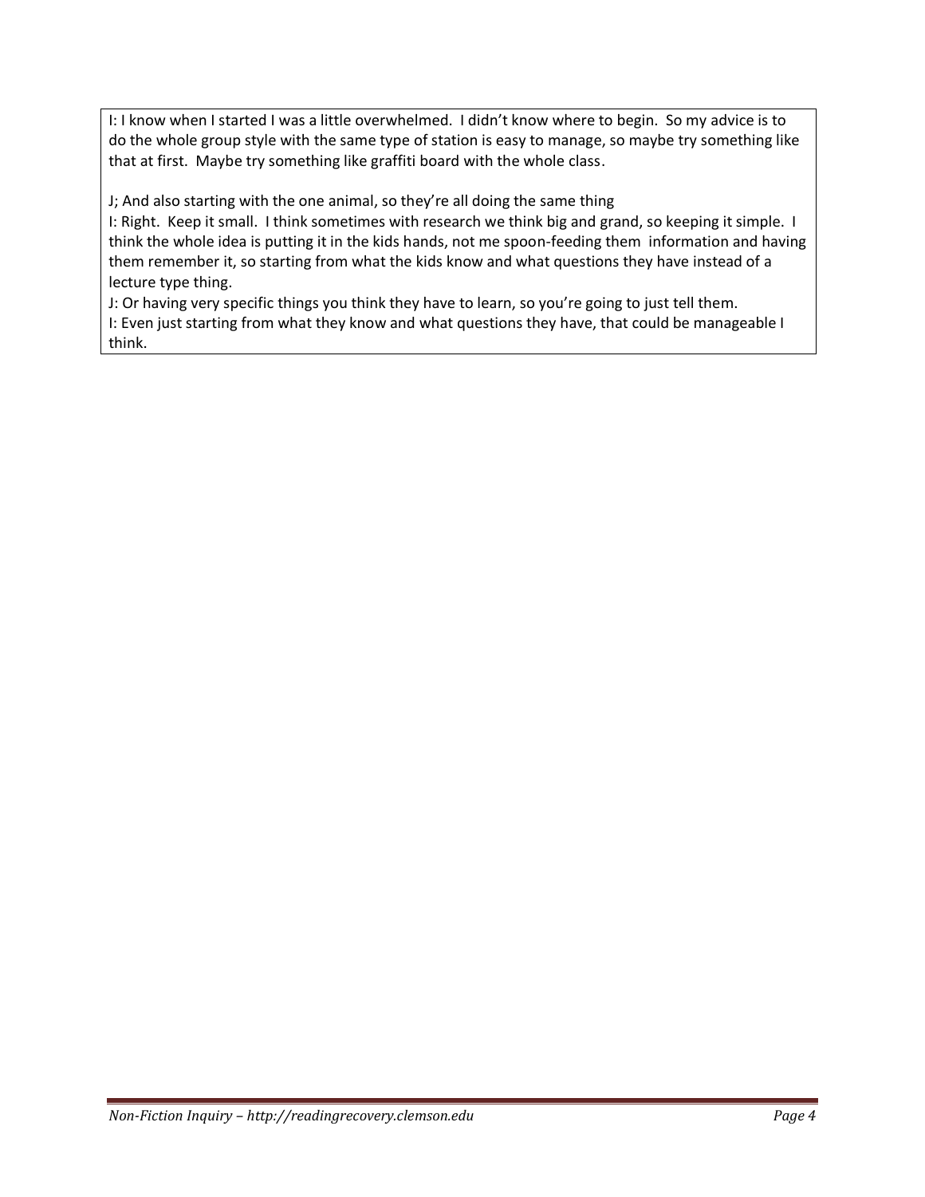I: I know when I started I was a little overwhelmed. I didn't know where to begin. So my advice is to do the whole group style with the same type of station is easy to manage, so maybe try something like that at first. Maybe try something like graffiti board with the whole class.

J; And also starting with the one animal, so they're all doing the same thing

I: Right. Keep it small. I think sometimes with research we think big and grand, so keeping it simple. I think the whole idea is putting it in the kids hands, not me spoon-feeding them information and having them remember it, so starting from what the kids know and what questions they have instead of a lecture type thing.

J: Or having very specific things you think they have to learn, so you're going to just tell them.

I: Even just starting from what they know and what questions they have, that could be manageable I think.